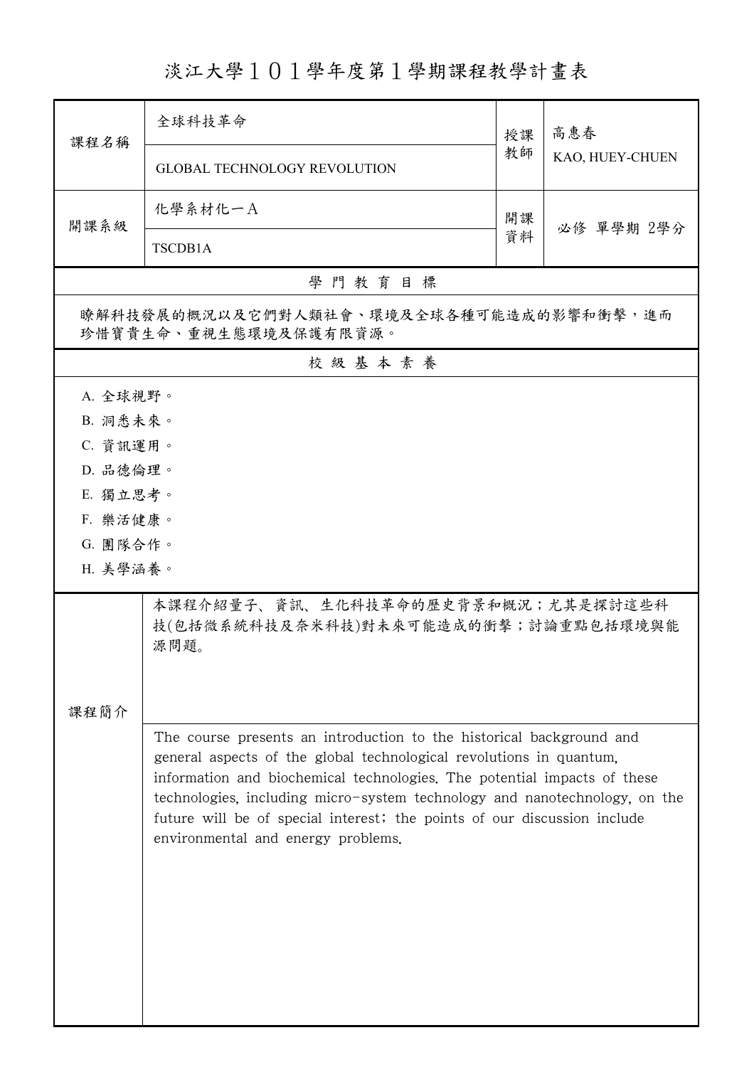# 淡江大學１０１學年度第１學期課程教學計畫表

| 課程名稱 | 全球科技革命<br>GLOBAL TECHNOLOGY REVOLUTION | 授課教師 | 高惠春<br>KAO, HUEY-CHUEN |
|---|---|---|---|
| 開課系級 | 化學系材化一Ａ<br>TSCDB1A | 開課資料 | 必修 單學期 2學分 |

## 學 門 教 育 目 標

瞭解科技發展的概況以及它們對人類社會、環境及全球各種可能造成的影響和衝擊，進而珍惜寶貴生命、重視生態環境及保護有限資源。

## 校 級 基 本 素 養

A. 全球視野。
B. 洞悉未來。
C. 資訊運用。
D. 品德倫理。
E. 獨立思考。
F. 樂活健康。
G. 團隊合作。
H. 美學涵養。

## 課程簡介

本課程介紹量子、資訊、生化科技革命的歷史背景和概況；尤其是探討這些科技(包括微系統科技及奈米科技)對未來可能造成的衝擊；討論重點包括環境與能源問題。

The course presents an introduction to the historical background and general aspects of the global technological revolutions in quantum, information and biochemical technologies. The potential impacts of these technologies, including micro-system technology and nanotechnology, on the future will be of special interest; the points of our discussion include environmental and energy problems.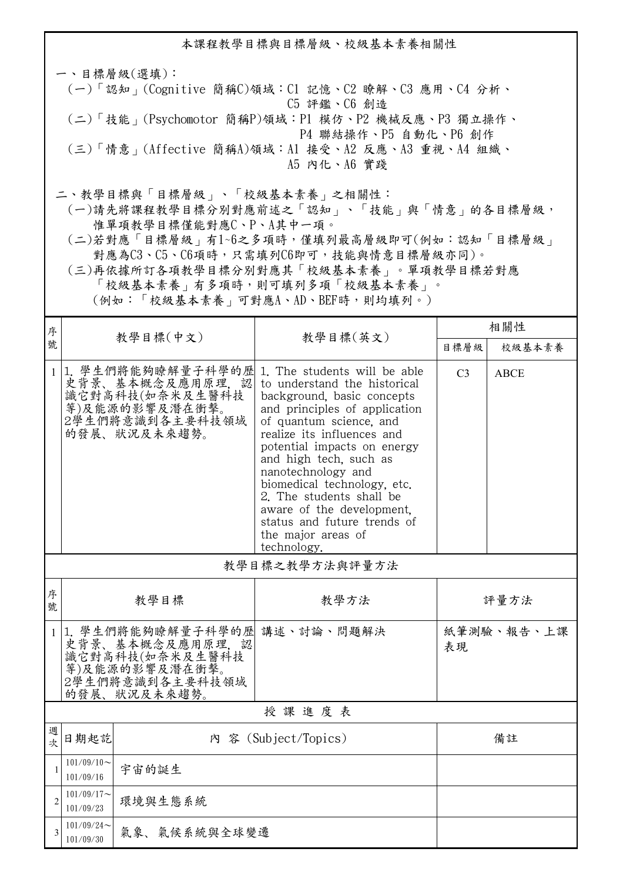## 本課程教學目標與目標層級、校級基本素養相關性

一、目標層級(選填)：

(一)「認知」(Cognitive 簡稱C)領域：C1 記憶、C2 瞭解、C3 應用、C4 分析、C5 評鑑、C6 創造

(二)「技能」(Psychomotor 簡稱P)領域：P1 模仿、P2 機械反應、P3 獨立操作、P4 聯結操作、P5 自動化、P6 創作

(三)「情意」(Affective 簡稱A)領域：A1 接受、A2 反應、A3 重視、A4 組織、A5 內化、A6 實踐

二、教學目標與「目標層級」、「校級基本素養」之相關性：

(一)請先將課程教學目標分別對應前述之「認知」、「技能」與「情意」的各目標層級，惟單項教學目標僅能對應C、P、A其中一項。

(二)若對應「目標層級」有1~6之多項時，僅填列最高層級即可(例如：認知「目標層級」對應為C3、C5、C6項時，只需填列C6即可，技能與情意目標層級亦同)。

(三)再依據所訂各項教學目標分別對應其「校級基本素養」。單項教學目標若對應「校級基本素養」有多項時，則可填列多項「校級基本素養」。(例如：「校級基本素養」可對應A、AD、BEF時，則均填列。)

| 序號 | 教學目標(中文) | 教學目標(英文) | 相關性 | |
|---|---|---|---|---|
| | | | 目標層級 | 校級基本素養 |
| 1 | 1. 學生們將能夠瞭解量子科學的歷史背景、基本概念及應用原理，認識它對高科技(如奈米及生醫科技等)及能源的影響及潛在衝擊。<br>2學生們將意識到各主要科技領域的發展、狀況及未來趨勢。 | 1. The students will be able to understand the historical background, basic concepts and principles of application of quantum science, and realize its influences and potential impacts on energy and high tech, such as nanotechnology and biomedical technology, etc.<br>2. The students shall be aware of the development, status and future trends of the major areas of technology. | C3 | ABCE |

## 教學目標之教學方法與評量方法

| 序號 | 教學目標 | 教學方法 | 評量方法 |
|---|---|---|---|
| 1 | 1. 學生們將能夠瞭解量子科學的歷史背景、基本概念及應用原理，認識它對高科技(如奈米及生醫科技等)及能源的影響及潛在衝擊。<br>2學生們將意識到各主要科技領域的發展、狀況及未來趨勢。 | 講述、討論、問題解決 | 紙筆測驗、報告、上課表現 |

## 授 課 進 度 表

| 週次 | 日期起訖 | 內 容 (Subject/Topics) | 備註 |
|---|---|---|---|
| 1 | 101/09/10～101/09/16 | 宇宙的誕生 | |
| 2 | 101/09/17～101/09/23 | 環境與生態系統 | |
| 3 | 101/09/24～101/09/30 | 氣象、氣候系統與全球變遷 | |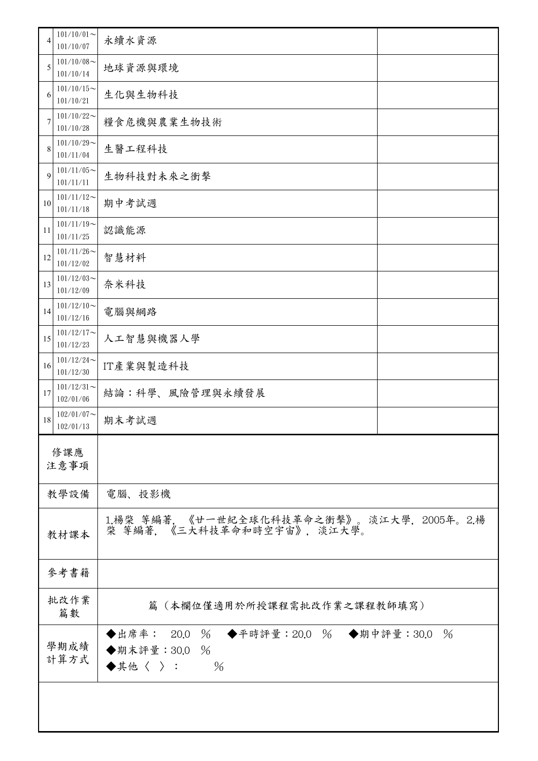| | | | |
|---|---|---|---|
| 4 | 101/10/01～<br>101/10/07 | 永續水資源 | |
| 5 | 101/10/08～<br>101/10/14 | 地球資源與環境 | |
| 6 | 101/10/15～<br>101/10/21 | 生化與生物科技 | |
| 7 | 101/10/22～<br>101/10/28 | 糧食危機與農業生物技術 | |
| 8 | 101/10/29～<br>101/11/04 | 生醫工程科技 | |
| 9 | 101/11/05～<br>101/11/11 | 生物科技對未來之衝擊 | |
| 10 | 101/11/12～<br>101/11/18 | 期中考試週 | |
| 11 | 101/11/19～<br>101/11/25 | 認識能源 | |
| 12 | 101/11/26～<br>101/12/02 | 智慧材料 | |
| 13 | 101/12/03～<br>101/12/09 | 奈米科技 | |
| 14 | 101/12/10～<br>101/12/16 | 電腦與網路 | |
| 15 | 101/12/17～<br>101/12/23 | 人工智慧與機器人學 | |
| 16 | 101/12/24～<br>101/12/30 | IT產業與製造科技 | |
| 17 | 101/12/31～<br>102/01/06 | 結論：科學、風險管理與永續發展 | |
| 18 | 102/01/07～<br>102/01/13 | 期末考試週 | |

| | |
|---|---|
| 修課應<br>注意事項 | |
| 教學設備 | 電腦、投影機 |
| 教材課本 | 1.楊棨 等編著, 《廿一世紀全球化科技革命之衝擊》。淡江大學, 2005年。2.楊棨 等編著, 《三大科技革命和時空宇宙》, 淡江大學。 |
| 參考書籍 | |
| 批改作業<br>篇數 | 篇（本欄位僅適用於所授課程需批改作業之課程教師填寫） |
| 學期成績<br>計算方式 | ◆出席率： 20.0 ％ ◆平時評量：20.0 ％ ◆期中評量：30.0 ％<br>◆期末評量：30.0 ％<br>◆其他〈 〉： ％ |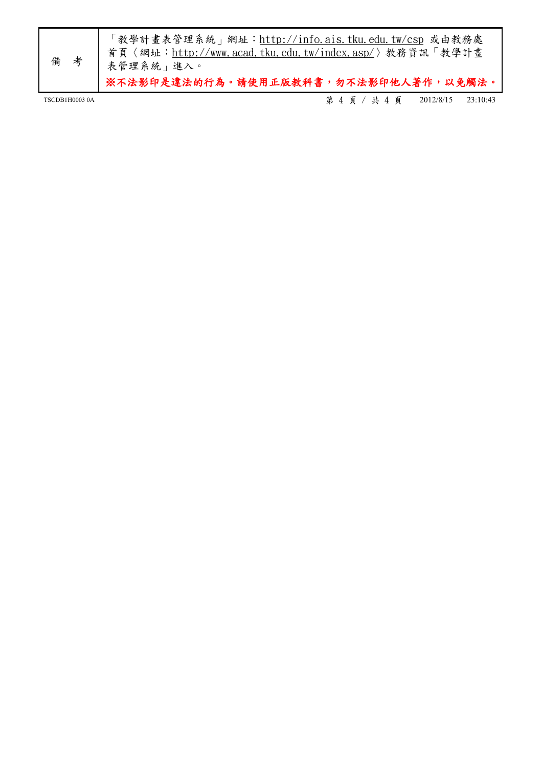| | |
|---|---|
| 備　考 | 「教學計畫表管理系統」網址：http://info.ais.tku.edu.tw/csp 或由教務處首頁〈網址：http://www.acad.tku.edu.tw/index.asp/〉教務資訊「教學計畫表管理系統」進入。<br>**※不法影印是違法的行為。請使用正版教科書，勿不法影印他人著作，以免觸法。** |

TSCDB1H0003 0A